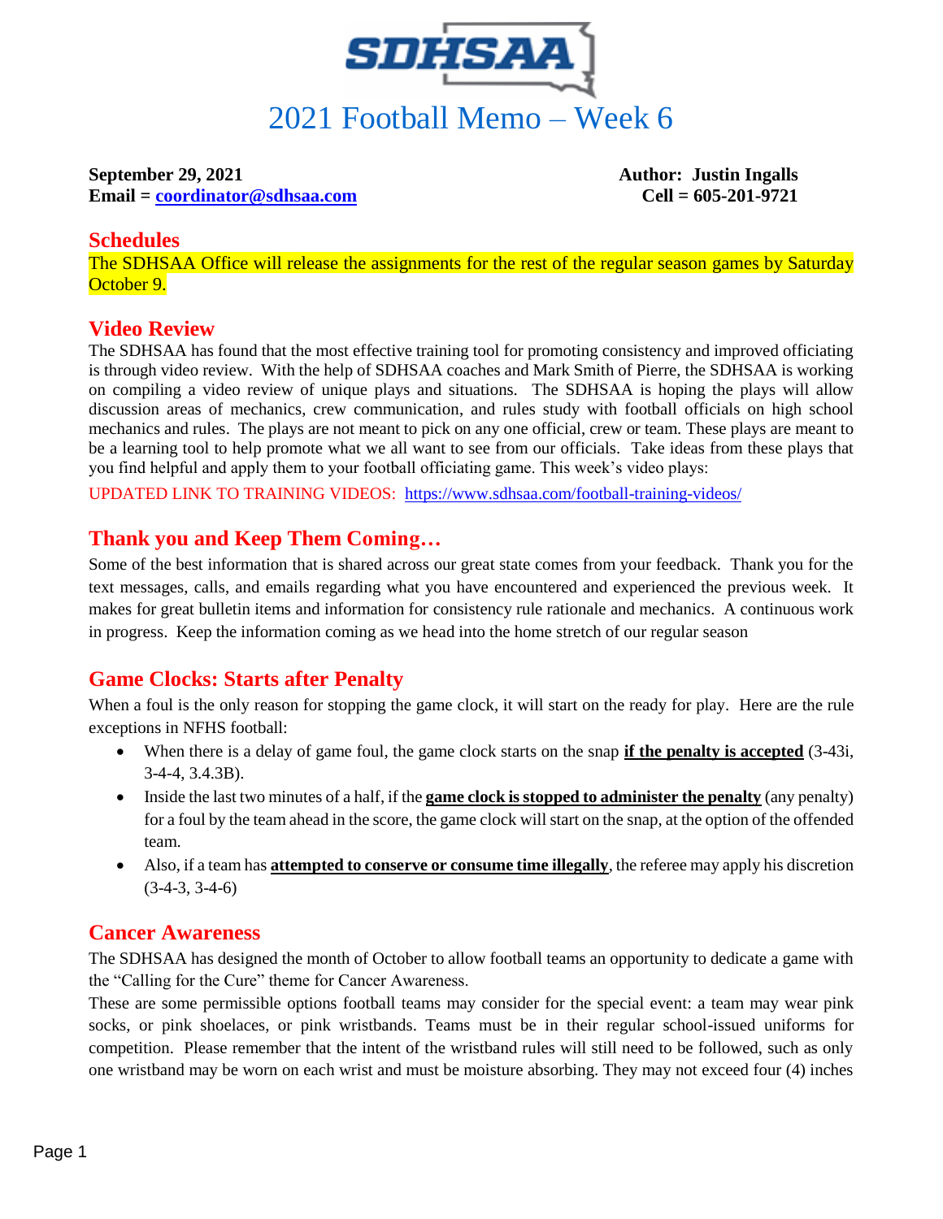# 2021 Football Memo – Week 6

**September 29, 2021** **Author: Justin Ingalls**
**Email = coordinator@sdhsaa.com** **Cell = 605-201-9721**

## Schedules

The SDHSAA Office will release the assignments for the rest of the regular season games by Saturday October 9.

## Video Review

The SDHSAA has found that the most effective training tool for promoting consistency and improved officiating is through video review. With the help of SDHSAA coaches and Mark Smith of Pierre, the SDHSAA is working on compiling a video review of unique plays and situations. The SDHSAA is hoping the plays will allow discussion areas of mechanics, crew communication, and rules study with football officials on high school mechanics and rules. The plays are not meant to pick on any one official, crew or team. These plays are meant to be a learning tool to help promote what we all want to see from our officials. Take ideas from these plays that you find helpful and apply them to your football officiating game. This week's video plays:

UPDATED LINK TO TRAINING VIDEOS: https://www.sdhsaa.com/football-training-videos/

## Thank you and Keep Them Coming…

Some of the best information that is shared across our great state comes from your feedback. Thank you for the text messages, calls, and emails regarding what you have encountered and experienced the previous week. It makes for great bulletin items and information for consistency rule rationale and mechanics. A continuous work in progress. Keep the information coming as we head into the home stretch of our regular season

## Game Clocks: Starts after Penalty

When a foul is the only reason for stopping the game clock, it will start on the ready for play. Here are the rule exceptions in NFHS football:

- When there is a delay of game foul, the game clock starts on the snap **if the penalty is accepted** (3-43i, 3-4-4, 3.4.3B).
- Inside the last two minutes of a half, if the **game clock is stopped to administer the penalty** (any penalty) for a foul by the team ahead in the score, the game clock will start on the snap, at the option of the offended team.
- Also, if a team has **attempted to conserve or consume time illegally**, the referee may apply his discretion (3-4-3, 3-4-6)

## Cancer Awareness

The SDHSAA has designed the month of October to allow football teams an opportunity to dedicate a game with the "Calling for the Cure" theme for Cancer Awareness.

These are some permissible options football teams may consider for the special event: a team may wear pink socks, or pink shoelaces, or pink wristbands. Teams must be in their regular school-issued uniforms for competition. Please remember that the intent of the wristband rules will still need to be followed, such as only one wristband may be worn on each wrist and must be moisture absorbing. They may not exceed four (4) inches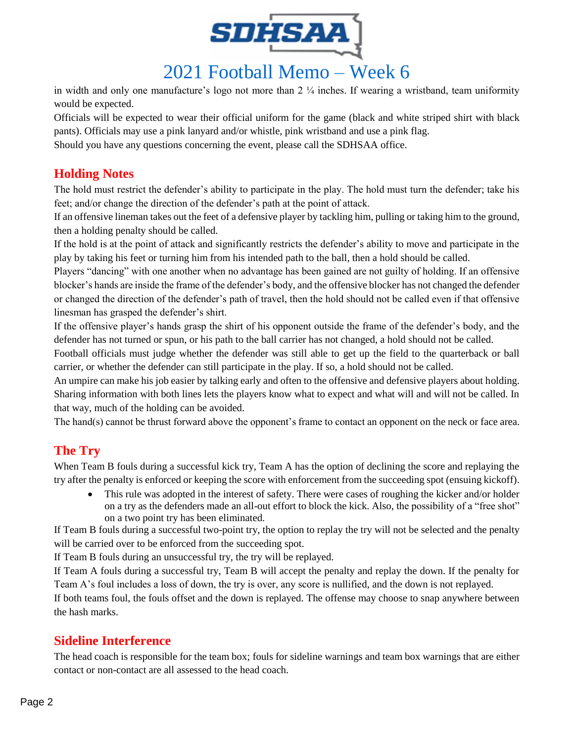in width and only one manufacture's logo not more than 2 ¼ inches. If wearing a wristband, team uniformity would be expected.

Officials will be expected to wear their official uniform for the game (black and white striped shirt with black pants). Officials may use a pink lanyard and/or whistle, pink wristband and use a pink flag.

Should you have any questions concerning the event, please call the SDHSAA office.

## Holding Notes

The hold must restrict the defender's ability to participate in the play. The hold must turn the defender; take his feet; and/or change the direction of the defender's path at the point of attack.

If an offensive lineman takes out the feet of a defensive player by tackling him, pulling or taking him to the ground, then a holding penalty should be called.

If the hold is at the point of attack and significantly restricts the defender's ability to move and participate in the play by taking his feet or turning him from his intended path to the ball, then a hold should be called.

Players "dancing" with one another when no advantage has been gained are not guilty of holding. If an offensive blocker's hands are inside the frame of the defender's body, and the offensive blocker has not changed the defender or changed the direction of the defender's path of travel, then the hold should not be called even if that offensive linesman has grasped the defender's shirt.

If the offensive player's hands grasp the shirt of his opponent outside the frame of the defender's body, and the defender has not turned or spun, or his path to the ball carrier has not changed, a hold should not be called.

Football officials must judge whether the defender was still able to get up the field to the quarterback or ball carrier, or whether the defender can still participate in the play. If so, a hold should not be called.

An umpire can make his job easier by talking early and often to the offensive and defensive players about holding. Sharing information with both lines lets the players know what to expect and what will and will not be called. In that way, much of the holding can be avoided.

The hand(s) cannot be thrust forward above the opponent's frame to contact an opponent on the neck or face area.

## The Try

When Team B fouls during a successful kick try, Team A has the option of declining the score and replaying the try after the penalty is enforced or keeping the score with enforcement from the succeeding spot (ensuing kickoff).

- This rule was adopted in the interest of safety. There were cases of roughing the kicker and/or holder on a try as the defenders made an all-out effort to block the kick. Also, the possibility of a "free shot" on a two point try has been eliminated.

If Team B fouls during a successful two-point try, the option to replay the try will not be selected and the penalty will be carried over to be enforced from the succeeding spot.

If Team B fouls during an unsuccessful try, the try will be replayed.

If Team A fouls during a successful try, Team B will accept the penalty and replay the down. If the penalty for Team A's foul includes a loss of down, the try is over, any score is nullified, and the down is not replayed.

If both teams foul, the fouls offset and the down is replayed. The offense may choose to snap anywhere between the hash marks.

## Sideline Interference

The head coach is responsible for the team box; fouls for sideline warnings and team box warnings that are either contact or non-contact are all assessed to the head coach.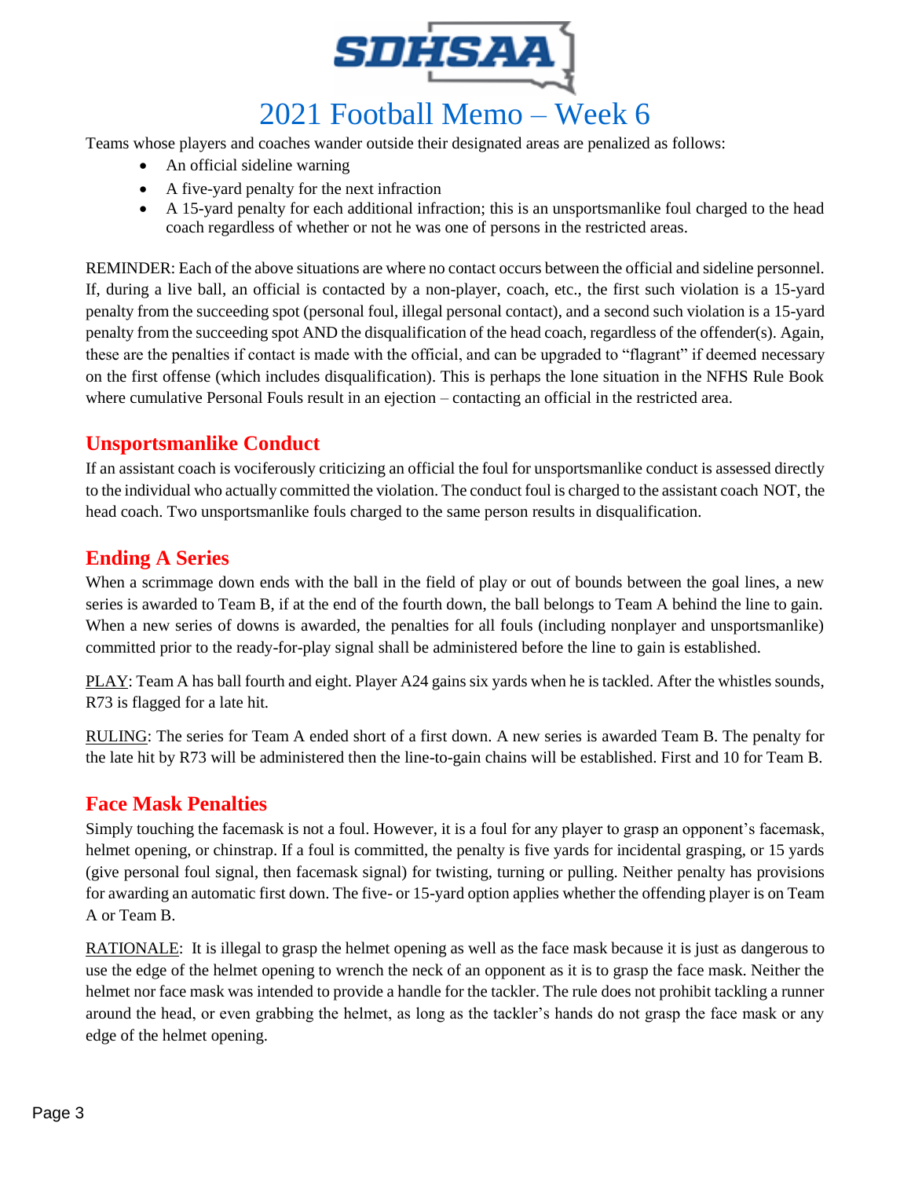# 2021 Football Memo – Week 6

Teams whose players and coaches wander outside their designated areas are penalized as follows:

- An official sideline warning
- A five-yard penalty for the next infraction
- A 15-yard penalty for each additional infraction; this is an unsportsmanlike foul charged to the head coach regardless of whether or not he was one of persons in the restricted areas.

REMINDER: Each of the above situations are where no contact occurs between the official and sideline personnel. If, during a live ball, an official is contacted by a non-player, coach, etc., the first such violation is a 15-yard penalty from the succeeding spot (personal foul, illegal personal contact), and a second such violation is a 15-yard penalty from the succeeding spot AND the disqualification of the head coach, regardless of the offender(s). Again, these are the penalties if contact is made with the official, and can be upgraded to "flagrant" if deemed necessary on the first offense (which includes disqualification). This is perhaps the lone situation in the NFHS Rule Book where cumulative Personal Fouls result in an ejection – contacting an official in the restricted area.

## Unsportsmanlike Conduct

If an assistant coach is vociferously criticizing an official the foul for unsportsmanlike conduct is assessed directly to the individual who actually committed the violation. The conduct foul is charged to the assistant coach NOT, the head coach. Two unsportsmanlike fouls charged to the same person results in disqualification.

## Ending A Series

When a scrimmage down ends with the ball in the field of play or out of bounds between the goal lines, a new series is awarded to Team B, if at the end of the fourth down, the ball belongs to Team A behind the line to gain. When a new series of downs is awarded, the penalties for all fouls (including nonplayer and unsportsmanlike) committed prior to the ready-for-play signal shall be administered before the line to gain is established.

PLAY: Team A has ball fourth and eight. Player A24 gains six yards when he is tackled. After the whistles sounds, R73 is flagged for a late hit.

RULING: The series for Team A ended short of a first down. A new series is awarded Team B. The penalty for the late hit by R73 will be administered then the line-to-gain chains will be established. First and 10 for Team B.

## Face Mask Penalties

Simply touching the facemask is not a foul. However, it is a foul for any player to grasp an opponent's facemask, helmet opening, or chinstrap. If a foul is committed, the penalty is five yards for incidental grasping, or 15 yards (give personal foul signal, then facemask signal) for twisting, turning or pulling. Neither penalty has provisions for awarding an automatic first down. The five- or 15-yard option applies whether the offending player is on Team A or Team B.

RATIONALE: It is illegal to grasp the helmet opening as well as the face mask because it is just as dangerous to use the edge of the helmet opening to wrench the neck of an opponent as it is to grasp the face mask. Neither the helmet nor face mask was intended to provide a handle for the tackler. The rule does not prohibit tackling a runner around the head, or even grabbing the helmet, as long as the tackler's hands do not grasp the face mask or any edge of the helmet opening.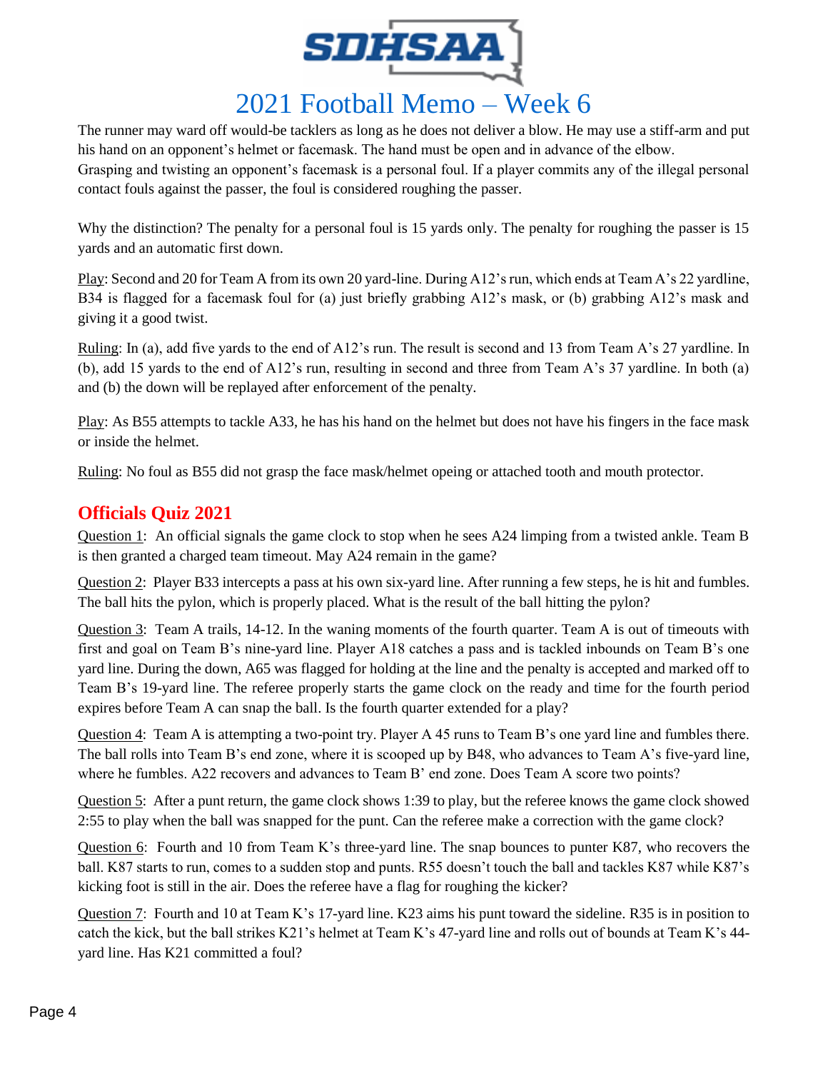# 2021 Football Memo – Week 6

The runner may ward off would-be tacklers as long as he does not deliver a blow. He may use a stiff-arm and put his hand on an opponent's helmet or facemask. The hand must be open and in advance of the elbow. Grasping and twisting an opponent's facemask is a personal foul. If a player commits any of the illegal personal contact fouls against the passer, the foul is considered roughing the passer.

Why the distinction? The penalty for a personal foul is 15 yards only. The penalty for roughing the passer is 15 yards and an automatic first down.

Play: Second and 20 for Team A from its own 20 yard-line. During A12's run, which ends at Team A's 22 yardline, B34 is flagged for a facemask foul for (a) just briefly grabbing A12's mask, or (b) grabbing A12's mask and giving it a good twist.

Ruling: In (a), add five yards to the end of A12's run. The result is second and 13 from Team A's 27 yardline. In (b), add 15 yards to the end of A12's run, resulting in second and three from Team A's 37 yardline. In both (a) and (b) the down will be replayed after enforcement of the penalty.

Play: As B55 attempts to tackle A33, he has his hand on the helmet but does not have his fingers in the face mask or inside the helmet.

Ruling: No foul as B55 did not grasp the face mask/helmet opeing or attached tooth and mouth protector.

## Officials Quiz 2021

Question 1: An official signals the game clock to stop when he sees A24 limping from a twisted ankle. Team B is then granted a charged team timeout. May A24 remain in the game?

Question 2: Player B33 intercepts a pass at his own six-yard line. After running a few steps, he is hit and fumbles. The ball hits the pylon, which is properly placed. What is the result of the ball hitting the pylon?

Question 3: Team A trails, 14-12. In the waning moments of the fourth quarter. Team A is out of timeouts with first and goal on Team B's nine-yard line. Player A18 catches a pass and is tackled inbounds on Team B's one yard line. During the down, A65 was flagged for holding at the line and the penalty is accepted and marked off to Team B's 19-yard line. The referee properly starts the game clock on the ready and time for the fourth period expires before Team A can snap the ball. Is the fourth quarter extended for a play?

Question 4: Team A is attempting a two-point try. Player A 45 runs to Team B's one yard line and fumbles there. The ball rolls into Team B's end zone, where it is scooped up by B48, who advances to Team A's five-yard line, where he fumbles. A22 recovers and advances to Team B' end zone. Does Team A score two points?

Question 5: After a punt return, the game clock shows 1:39 to play, but the referee knows the game clock showed 2:55 to play when the ball was snapped for the punt. Can the referee make a correction with the game clock?

Question 6: Fourth and 10 from Team K's three-yard line. The snap bounces to punter K87, who recovers the ball. K87 starts to run, comes to a sudden stop and punts. R55 doesn't touch the ball and tackles K87 while K87's kicking foot is still in the air. Does the referee have a flag for roughing the kicker?

Question 7: Fourth and 10 at Team K's 17-yard line. K23 aims his punt toward the sideline. R35 is in position to catch the kick, but the ball strikes K21's helmet at Team K's 47-yard line and rolls out of bounds at Team K's 44-yard line. Has K21 committed a foul?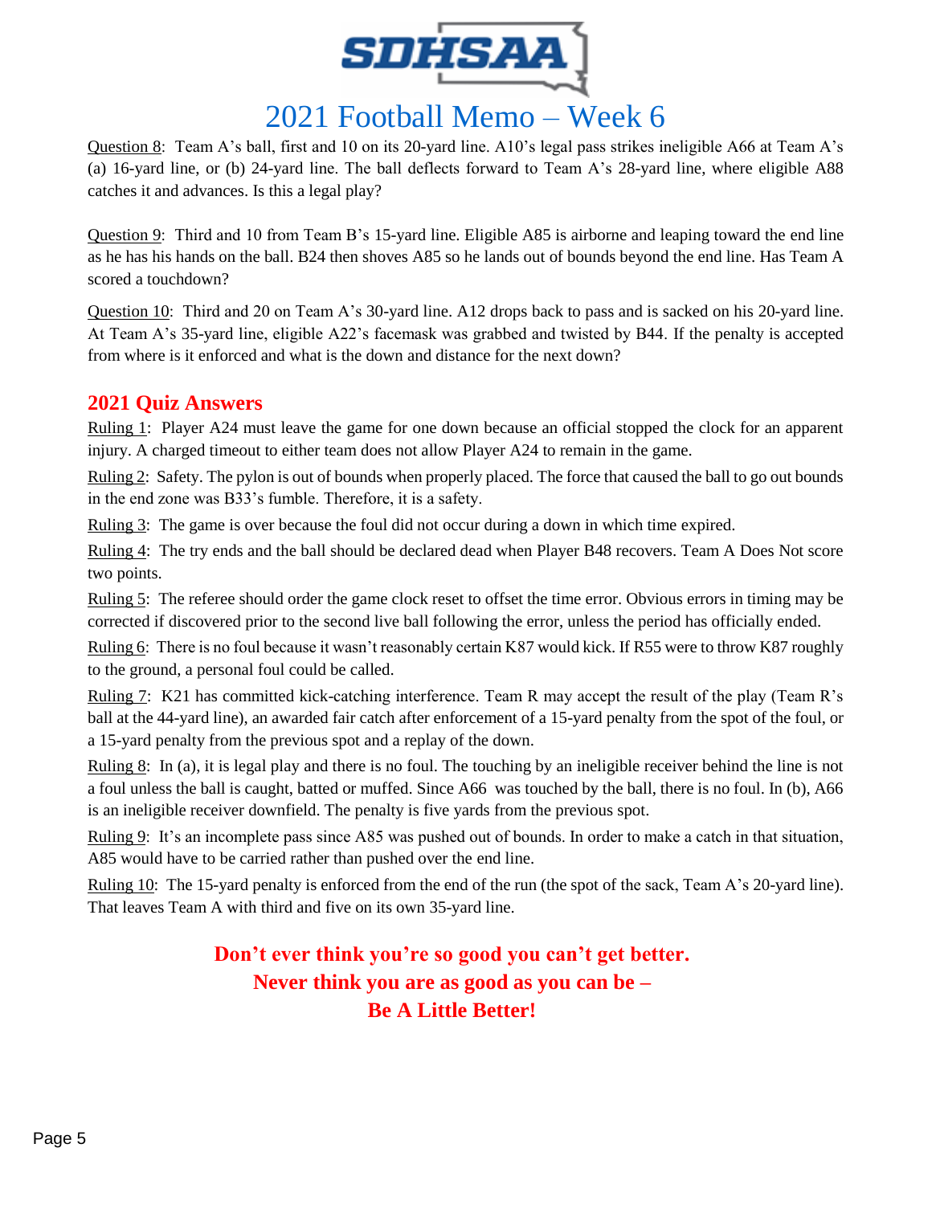# 2021 Football Memo – Week 6

Question 8: Team A's ball, first and 10 on its 20-yard line. A10's legal pass strikes ineligible A66 at Team A's (a) 16-yard line, or (b) 24-yard line. The ball deflects forward to Team A's 28-yard line, where eligible A88 catches it and advances. Is this a legal play?

Question 9: Third and 10 from Team B's 15-yard line. Eligible A85 is airborne and leaping toward the end line as he has his hands on the ball. B24 then shoves A85 so he lands out of bounds beyond the end line. Has Team A scored a touchdown?

Question 10: Third and 20 on Team A's 30-yard line. A12 drops back to pass and is sacked on his 20-yard line. At Team A's 35-yard line, eligible A22's facemask was grabbed and twisted by B44. If the penalty is accepted from where is it enforced and what is the down and distance for the next down?

## 2021 Quiz Answers

Ruling 1: Player A24 must leave the game for one down because an official stopped the clock for an apparent injury. A charged timeout to either team does not allow Player A24 to remain in the game.

Ruling 2: Safety. The pylon is out of bounds when properly placed. The force that caused the ball to go out bounds in the end zone was B33's fumble. Therefore, it is a safety.

Ruling 3: The game is over because the foul did not occur during a down in which time expired.

Ruling 4: The try ends and the ball should be declared dead when Player B48 recovers. Team A Does Not score two points.

Ruling 5: The referee should order the game clock reset to offset the time error. Obvious errors in timing may be corrected if discovered prior to the second live ball following the error, unless the period has officially ended.

Ruling 6: There is no foul because it wasn't reasonably certain K87 would kick. If R55 were to throw K87 roughly to the ground, a personal foul could be called.

Ruling 7: K21 has committed kick-catching interference. Team R may accept the result of the play (Team R's ball at the 44-yard line), an awarded fair catch after enforcement of a 15-yard penalty from the spot of the foul, or a 15-yard penalty from the previous spot and a replay of the down.

Ruling 8: In (a), it is legal play and there is no foul. The touching by an ineligible receiver behind the line is not a foul unless the ball is caught, batted or muffed. Since A66 was touched by the ball, there is no foul. In (b), A66 is an ineligible receiver downfield. The penalty is five yards from the previous spot.

Ruling 9: It's an incomplete pass since A85 was pushed out of bounds. In order to make a catch in that situation, A85 would have to be carried rather than pushed over the end line.

Ruling 10: The 15-yard penalty is enforced from the end of the run (the spot of the sack, Team A's 20-yard line). That leaves Team A with third and five on its own 35-yard line.

**Don't ever think you're so good you can't get better.**
**Never think you are as good as you can be –**
**Be A Little Better!**